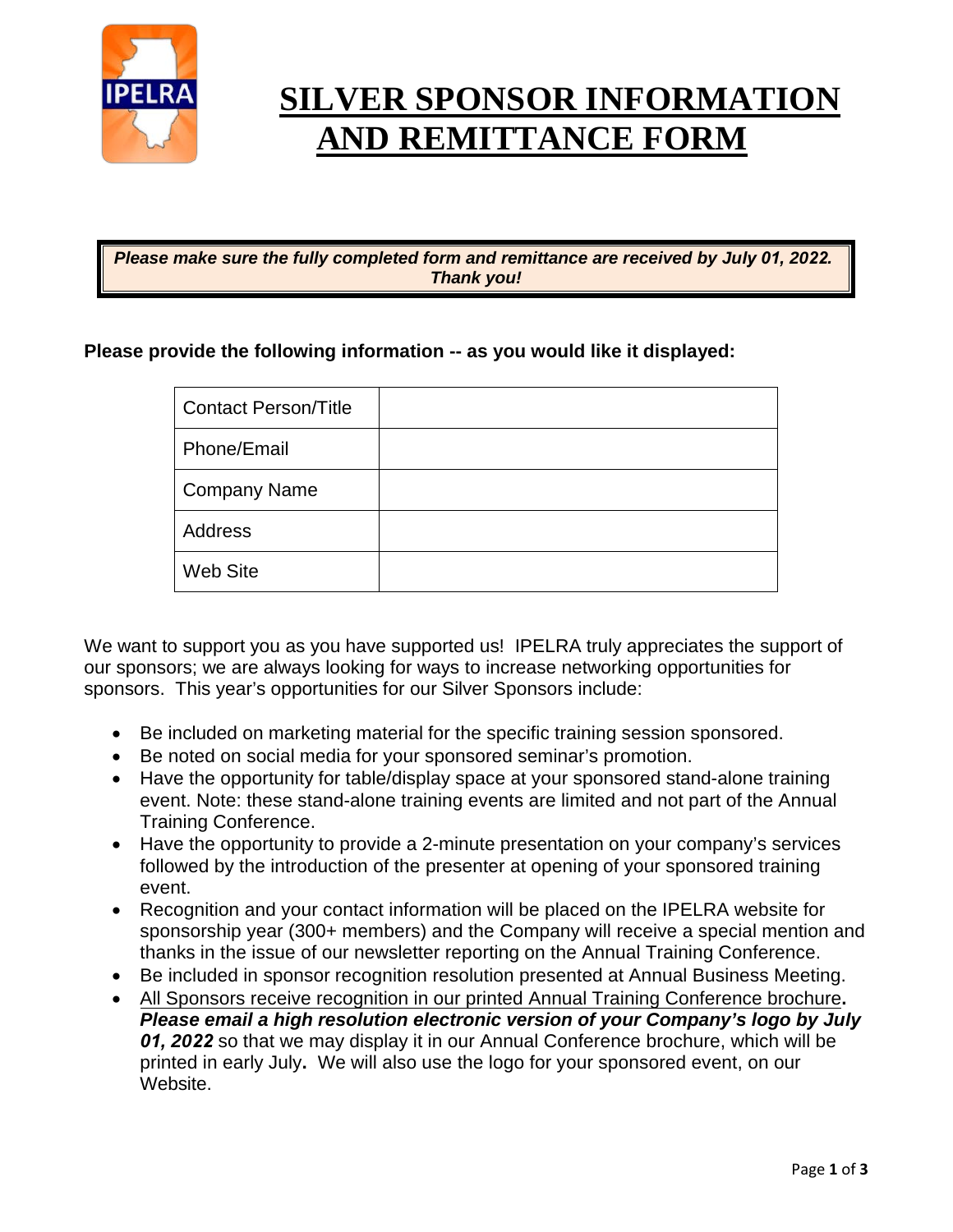# SILVER SPONSOR INFORMATION AND REMITTANCE FORM

***Please make sure the fully completed form and remittance are received by July 01, 2022. Thank you!***

**Please provide the following information -- as you would like it displayed:**

| Contact Person/Title | |
|---|---|
| Phone/Email | |
| Company Name | |
| Address | |
| Web Site | |

We want to support you as you have supported us! IPELRA truly appreciates the support of our sponsors; we are always looking for ways to increase networking opportunities for sponsors. This year's opportunities for our Silver Sponsors include:

- Be included on marketing material for the specific training session sponsored.
- Be noted on social media for your sponsored seminar's promotion.
- Have the opportunity for table/display space at your sponsored stand-alone training event. Note: these stand-alone training events are limited and not part of the Annual Training Conference.
- Have the opportunity to provide a 2-minute presentation on your company's services followed by the introduction of the presenter at opening of your sponsored training event.
- Recognition and your contact information will be placed on the IPELRA website for sponsorship year (300+ members) and the Company will receive a special mention and thanks in the issue of our newsletter reporting on the Annual Training Conference.
- Be included in sponsor recognition resolution presented at Annual Business Meeting.
- All Sponsors receive recognition in our printed Annual Training Conference brochure**.** ***Please email a high resolution electronic version of your Company's logo by July 01, 2022*** so that we may display it in our Annual Conference brochure, which will be printed in early July**.** We will also use the logo for your sponsored event, on our Website.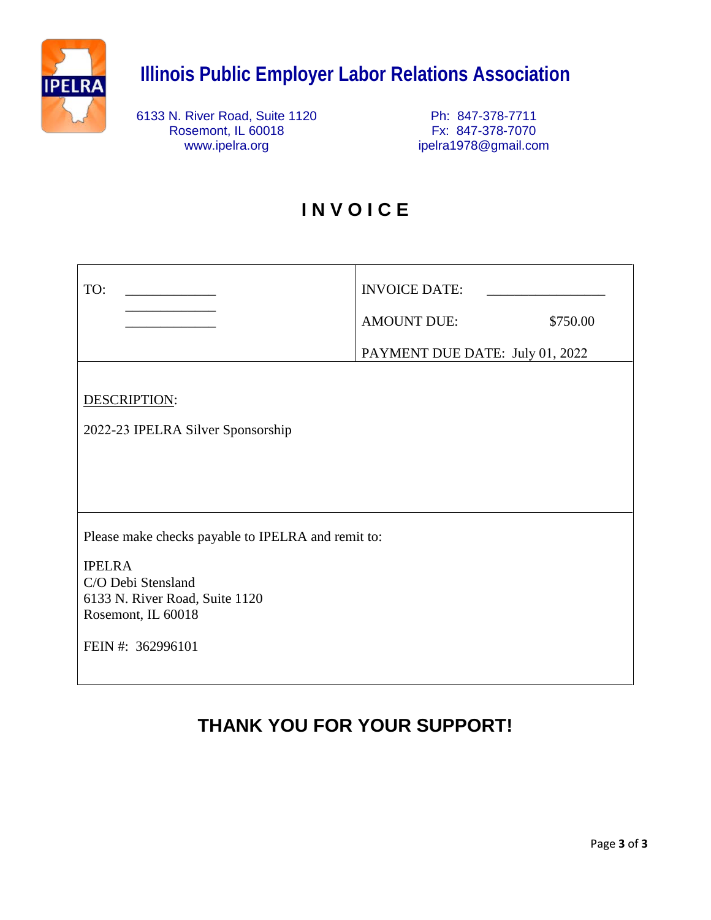# Illinois Public Employer Labor Relations Association

6133 N. River Road, Suite 1120
Rosemont, IL 60018
www.ipelra.org

Ph: 847-378-7711
Fx: 847-378-7070
ipelra1978@gmail.com

## INVOICE

| | |
|---|---|
| TO: _____________<br>_____________<br>_____________ | INVOICE DATE: ________________<br><br>AMOUNT DUE: $750.00<br><br>PAYMENT DUE DATE: July 01, 2022 |

DESCRIPTION:

2022-23 IPELRA Silver Sponsorship

Please make checks payable to IPELRA and remit to:

IPELRA
C/O Debi Stensland
6133 N. River Road, Suite 1120
Rosemont, IL 60018

FEIN #: 362996101

## THANK YOU FOR YOUR SUPPORT!